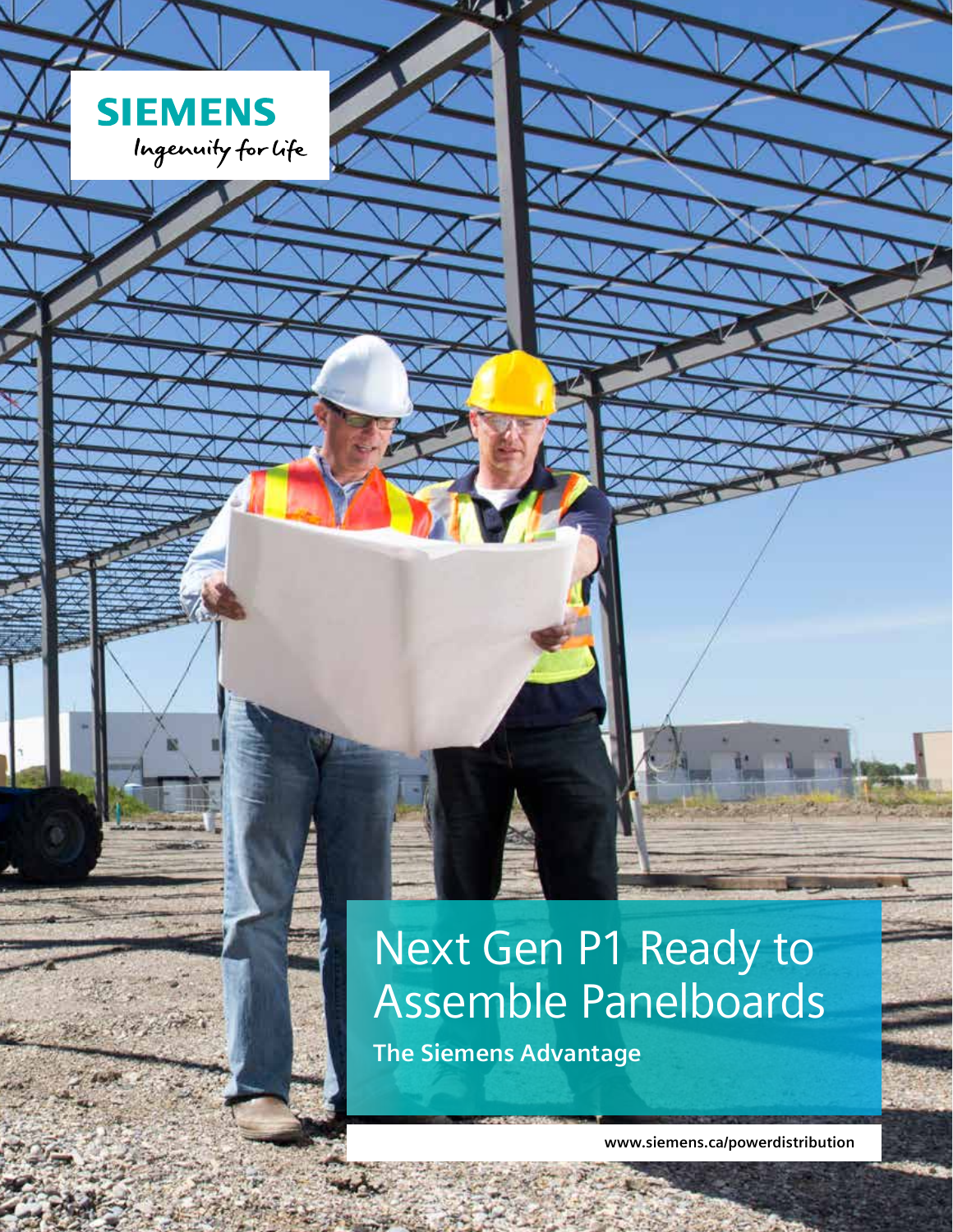SIEMENS

Ingenuity for life

# Next Gen P1 Ready to Assemble Panelboards

**The Siemens Advantage**

**www.siemens.ca/powerdistribution**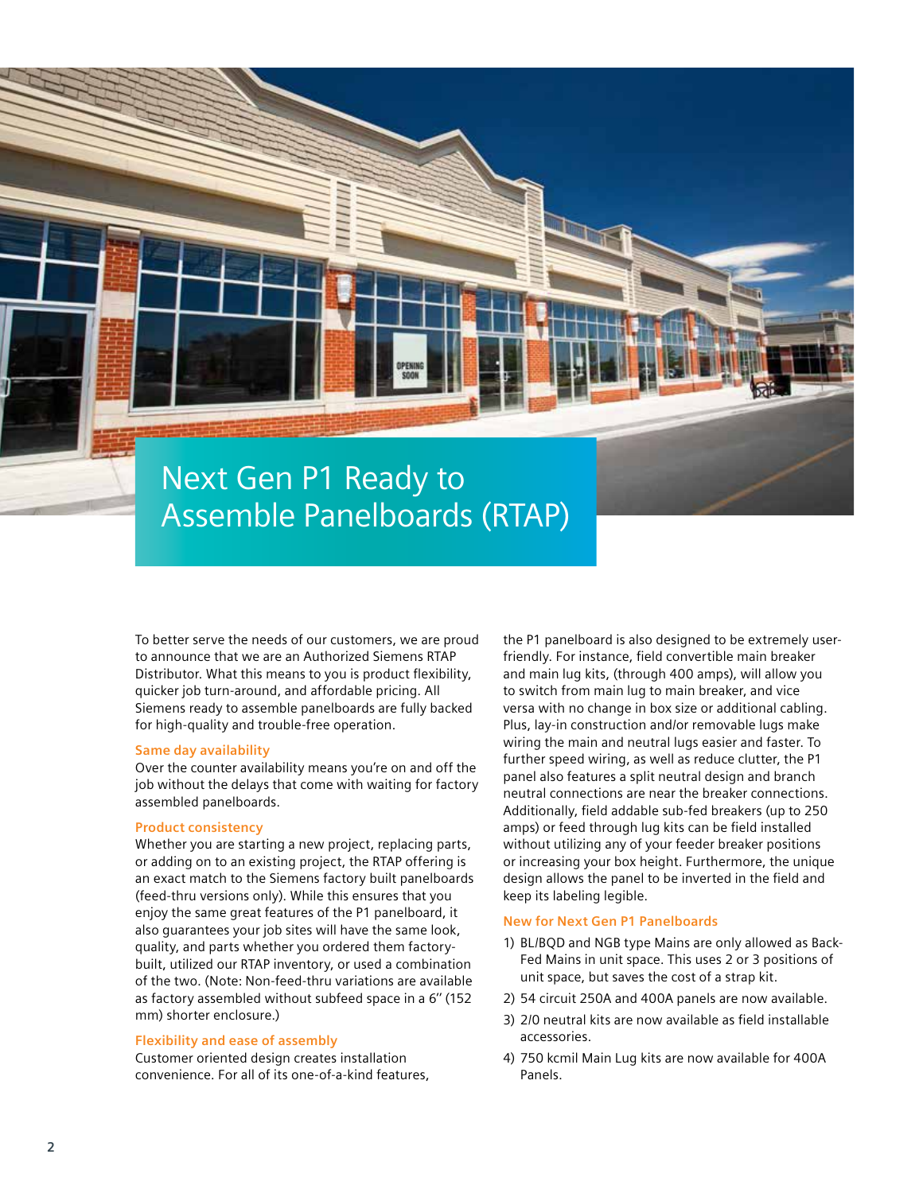# Next Gen P1 Ready to Assemble Panelboards (RTAP)

To better serve the needs of our customers, we are proud to announce that we are an Authorized Siemens RTAP Distributor. What this means to you is product flexibility, quicker job turn-around, and affordable pricing. All Siemens ready to assemble panelboards are fully backed for high-quality and trouble-free operation.

### Same day availability

Over the counter availability means you're on and off the job without the delays that come with waiting for factory assembled panelboards.

### Product consistency

Whether you are starting a new project, replacing parts, or adding on to an existing project, the RTAP offering is an exact match to the Siemens factory built panelboards (feed-thru versions only). While this ensures that you enjoy the same great features of the P1 panelboard, it also guarantees your job sites will have the same look, quality, and parts whether you ordered them factory-built, utilized our RTAP inventory, or used a combination of the two. (Note: Non-feed-thru variations are available as factory assembled without subfeed space in a 6" (152 mm) shorter enclosure.)

### Flexibility and ease of assembly

Customer oriented design creates installation convenience. For all of its one-of-a-kind features, the P1 panelboard is also designed to be extremely user-friendly. For instance, field convertible main breaker and main lug kits, (through 400 amps), will allow you to switch from main lug to main breaker, and vice versa with no change in box size or additional cabling. Plus, lay-in construction and/or removable lugs make wiring the main and neutral lugs easier and faster. To further speed wiring, as well as reduce clutter, the P1 panel also features a split neutral design and branch neutral connections are near the breaker connections. Additionally, field addable sub-fed breakers (up to 250 amps) or feed through lug kits can be field installed without utilizing any of your feeder breaker positions or increasing your box height. Furthermore, the unique design allows the panel to be inverted in the field and keep its labeling legible.

### New for Next Gen P1 Panelboards

1) BL/BQD and NGB type Mains are only allowed as Back-Fed Mains in unit space. This uses 2 or 3 positions of unit space, but saves the cost of a strap kit.
2) 54 circuit 250A and 400A panels are now available.
3) 2/0 neutral kits are now available as field installable accessories.
4) 750 kcmil Main Lug kits are now available for 400A Panels.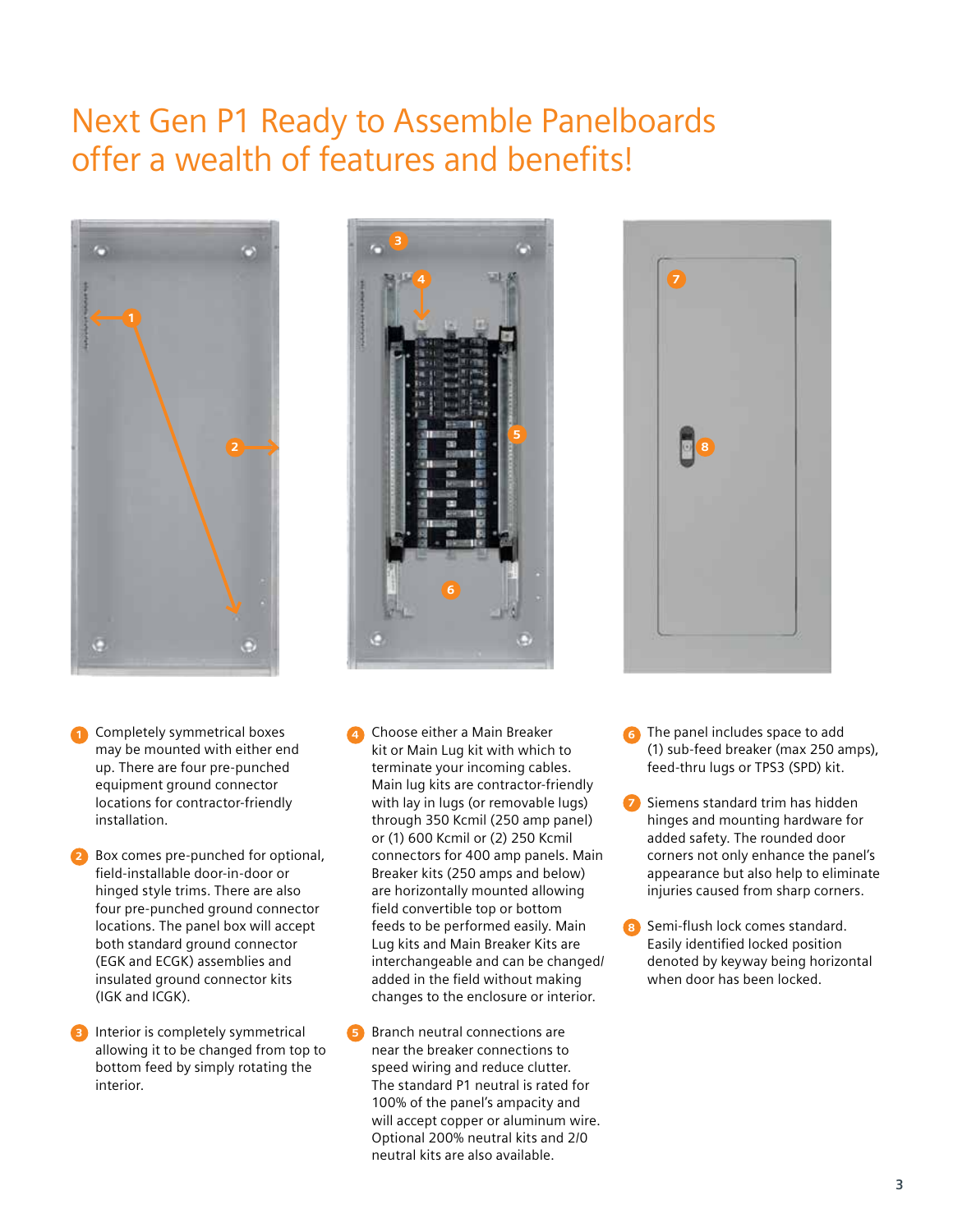# Next Gen P1 Ready to Assemble Panelboards offer a wealth of features and benefits!

1. Completely symmetrical boxes may be mounted with either end up. There are four pre-punched equipment ground connector locations for contractor-friendly installation.

2. Box comes pre-punched for optional, field-installable door-in-door or hinged style trims. There are also four pre-punched ground connector locations. The panel box will accept both standard ground connector (EGK and ECGK) assemblies and insulated ground connector kits (IGK and ICGK).

3. Interior is completely symmetrical allowing it to be changed from top to bottom feed by simply rotating the interior.

4. Choose either a Main Breaker kit or Main Lug kit with which to terminate your incoming cables. Main lug kits are contractor-friendly with lay in lugs (or removable lugs) through 350 Kcmil (250 amp panel) or (1) 600 Kcmil or (2) 250 Kcmil connectors for 400 amp panels. Main Breaker kits (250 amps and below) are horizontally mounted allowing field convertible top or bottom feeds to be performed easily. Main Lug kits and Main Breaker Kits are interchangeable and can be changed/added in the field without making changes to the enclosure or interior.

5. Branch neutral connections are near the breaker connections to speed wiring and reduce clutter. The standard P1 neutral is rated for 100% of the panel's ampacity and will accept copper or aluminum wire. Optional 200% neutral kits and 2/0 neutral kits are also available.

6. The panel includes space to add (1) sub-feed breaker (max 250 amps), feed-thru lugs or TPS3 (SPD) kit.

7. Siemens standard trim has hidden hinges and mounting hardware for added safety. The rounded door corners not only enhance the panel's appearance but also help to eliminate injuries caused from sharp corners.

8. Semi-flush lock comes standard. Easily identified locked position denoted by keyway being horizontal when door has been locked.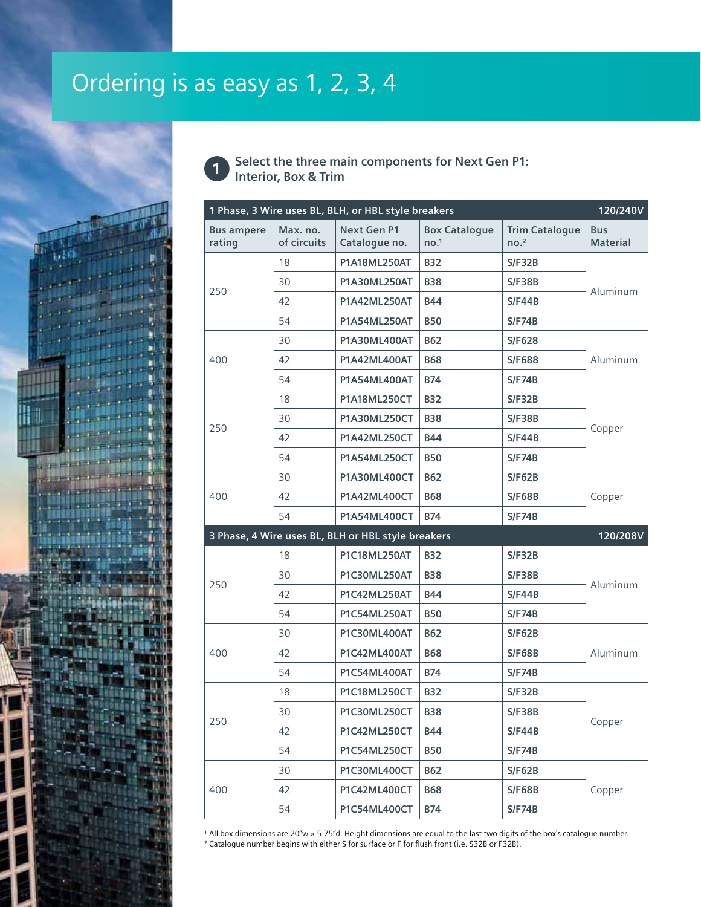# Ordering is as easy as 1, 2, 3, 4

**1** **Select the three main components for Next Gen P1: Interior, Box & Trim**

| Bus ampere rating | Max. no. of circuits | Next Gen P1 Catalogue no. | Box Catalogue no.[1] | Trim Catalogue no.[2] | Bus Material |
|---|---|---|---|---|---|
| **1 Phase, 3 Wire uses BL, BLH, or HBL style breakers** | | | | | **120/240V** |
| 250 | 18 | P1A18ML250AT | B32 | S/F32B | Aluminum |
| | 30 | P1A30ML250AT | B38 | S/F38B | |
| | 42 | P1A42ML250AT | B44 | S/F44B | |
| | 54 | P1A54ML250AT | B50 | S/F74B | |
| 400 | 30 | P1A30ML400AT | B62 | S/F628 | Aluminum |
| | 42 | P1A42ML400AT | B68 | S/F688 | |
| | 54 | P1A54ML400AT | B74 | S/F74B | |
| 250 | 18 | P1A18ML250CT | B32 | S/F32B | Copper |
| | 30 | P1A30ML250CT | B38 | S/F38B | |
| | 42 | P1A42ML250CT | B44 | S/F44B | |
| | 54 | P1A54ML250CT | B50 | S/F74B | |
| 400 | 30 | P1A30ML400CT | B62 | S/F62B | Copper |
| | 42 | P1A42ML400CT | B68 | S/F68B | |
| | 54 | P1A54ML400CT | B74 | S/F74B | |
| **3 Phase, 4 Wire uses BL, BLH or HBL style breakers** | | | | | **120/208V** |
| 250 | 18 | P1C18ML250AT | B32 | S/F32B | Aluminum |
| | 30 | P1C30ML250AT | B38 | S/F38B | |
| | 42 | P1C42ML250AT | B44 | S/F44B | |
| | 54 | P1C54ML250AT | B50 | S/F74B | |
| 400 | 30 | P1C30ML400AT | B62 | S/F62B | Aluminum |
| | 42 | P1C42ML400AT | B68 | S/F68B | |
| | 54 | P1C54ML400AT | B74 | S/F74B | |
| 250 | 18 | P1C18ML250CT | B32 | S/F32B | Copper |
| | 30 | P1C30ML250CT | B38 | S/F38B | |
| | 42 | P1C42ML250CT | B44 | S/F44B | |
| | 54 | P1C54ML250CT | B50 | S/F74B | |
| 400 | 30 | P1C30ML400CT | B62 | S/F62B | Copper |
| | 42 | P1C42ML400CT | B68 | S/F68B | |
| | 54 | P1C54ML400CT | B74 | S/F74B | |

[1] All box dimensions are 20"w × 5.75"d. Height dimensions are equal to the last two digits of the box's catalogue number.
[2] Catalogue number begins with either S for surface or F for flush front (i.e. S32B or F32B).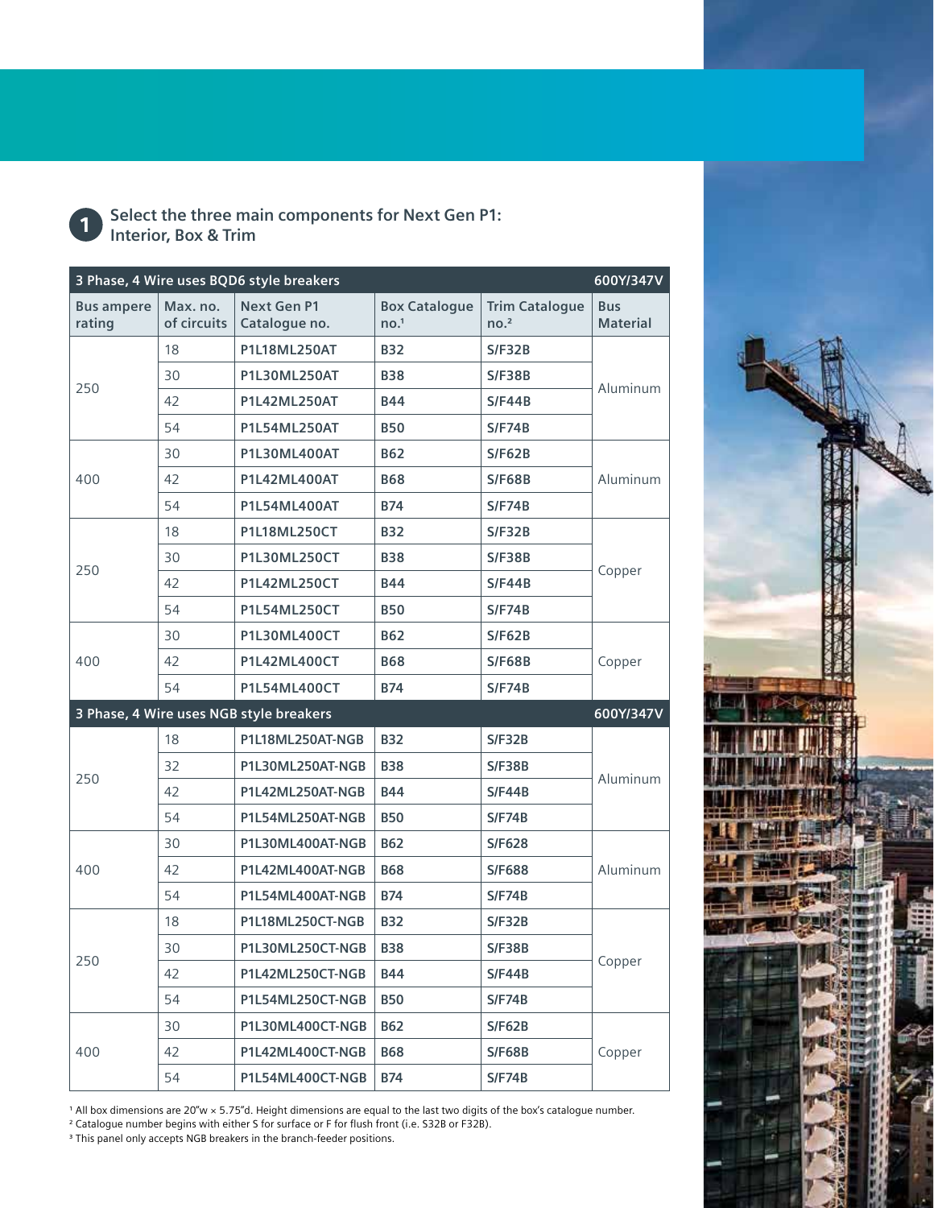## 1 Select the three main components for Next Gen P1: Interior, Box & Trim

| 3 Phase, 4 Wire uses BQD6 style breakers | | | | | 600Y/347V |
|---|---|---|---|---|---|
| Bus ampere rating | Max. no. of circuits | Next Gen P1 Catalogue no. | Box Catalogue no.[1] | Trim Catalogue no.[2] | Bus Material |
| 250 | 18 | **P1L18ML250AT** | **B32** | **S/F32B** | Aluminum |
| | 30 | **P1L30ML250AT** | **B38** | **S/F38B** | |
| | 42 | **P1L42ML250AT** | **B44** | **S/F44B** | |
| | 54 | **P1L54ML250AT** | **B50** | **S/F74B** | |
| 400 | 30 | **P1L30ML400AT** | **B62** | **S/F62B** | Aluminum |
| | 42 | **P1L42ML400AT** | **B68** | **S/F68B** | |
| | 54 | **P1L54ML400AT** | **B74** | **S/F74B** | |
| 250 | 18 | **P1L18ML250CT** | **B32** | **S/F32B** | Copper |
| | 30 | **P1L30ML250CT** | **B38** | **S/F38B** | |
| | 42 | **P1L42ML250CT** | **B44** | **S/F44B** | |
| | 54 | **P1L54ML250CT** | **B50** | **S/F74B** | |
| 400 | 30 | **P1L30ML400CT** | **B62** | **S/F62B** | Copper |
| | 42 | **P1L42ML400CT** | **B68** | **S/F68B** | |
| | 54 | **P1L54ML400CT** | **B74** | **S/F74B** | |
| **3 Phase, 4 Wire uses NGB style breakers** | | | | | **600Y/347V** |
| 250 | 18 | **P1L18ML250AT-NGB** | **B32** | **S/F32B** | Aluminum |
| | 32 | **P1L30ML250AT-NGB** | **B38** | **S/F38B** | |
| | 42 | **P1L42ML250AT-NGB** | **B44** | **S/F44B** | |
| | 54 | **P1L54ML250AT-NGB** | **B50** | **S/F74B** | |
| 400 | 30 | **P1L30ML400AT-NGB** | **B62** | **S/F628** | Aluminum |
| | 42 | **P1L42ML400AT-NGB** | **B68** | **S/F688** | |
| | 54 | **P1L54ML400AT-NGB** | **B74** | **S/F74B** | |
| 250 | 18 | **P1L18ML250CT-NGB** | **B32** | **S/F32B** | Copper |
| | 30 | **P1L30ML250CT-NGB** | **B38** | **S/F38B** | |
| | 42 | **P1L42ML250CT-NGB** | **B44** | **S/F44B** | |
| | 54 | **P1L54ML250CT-NGB** | **B50** | **S/F74B** | |
| 400 | 30 | **P1L30ML400CT-NGB** | **B62** | **S/F62B** | Copper |
| | 42 | **P1L42ML400CT-NGB** | **B68** | **S/F68B** | |
| | 54 | **P1L54ML400CT-NGB** | **B74** | **S/F74B** | |

[1] All box dimensions are 20"w × 5.75"d. Height dimensions are equal to the last two digits of the box's catalogue number.
[2] Catalogue number begins with either S for surface or F for flush front (i.e. S32B or F32B).
[3] This panel only accepts NGB breakers in the branch-feeder positions.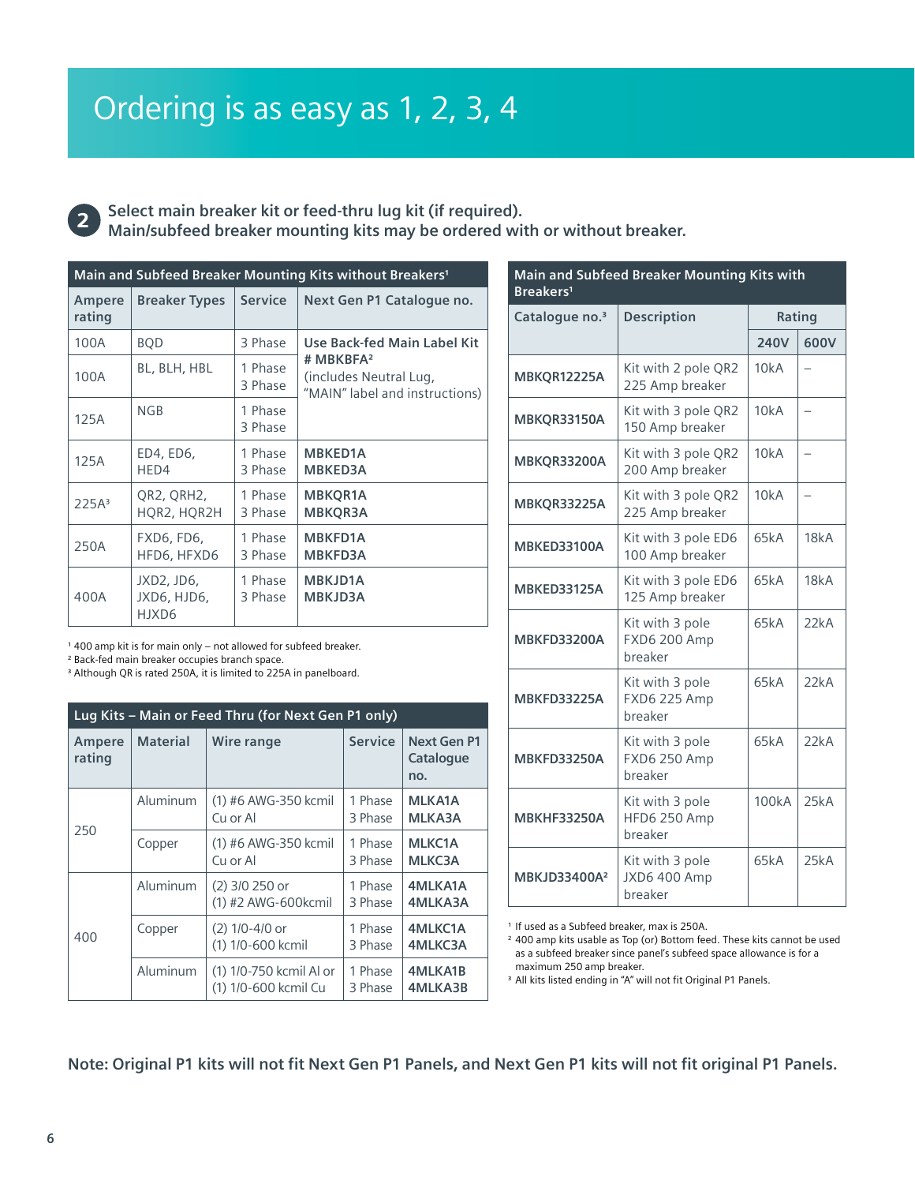# Ordering is as easy as 1, 2, 3, 4

## 2 Select main breaker kit or feed-thru lug kit (if required). Main/subfeed breaker mounting kits may be ordered with or without breaker.

**Main and Subfeed Breaker Mounting Kits without Breakers[1]**

| Ampere rating | Breaker Types | Service | Next Gen P1 Catalogue no. |
|---|---|---|---|
| 100A | BQD | 3 Phase | Use Back-fed Main Label Kit # MBKBFA[2] (includes Neutral Lug, "MAIN" label and instructions) |
| 100A | BL, BLH, HBL | 1 Phase<br>3 Phase | |
| 125A | NGB | 1 Phase<br>3 Phase | |
| 125A | ED4, ED6, HED4 | 1 Phase<br>3 Phase | MBKED1A<br>MBKED3A |
| 225A[3] | QR2, QRH2, HQR2, HQR2H | 1 Phase<br>3 Phase | MBKQR1A<br>MBKQR3A |
| 250A | FXD6, FD6, HFD6, HFXD6 | 1 Phase<br>3 Phase | MBKFD1A<br>MBKFD3A |
| 400A | JXD2, JD6, JXD6, HJD6, HJXD6 | 1 Phase<br>3 Phase | MBKJD1A<br>MBKJD3A |

[1] 400 amp kit is for main only – not allowed for subfeed breaker.
[2] Back-fed main breaker occupies branch space.
[3] Although QR is rated 250A, it is limited to 225A in panelboard.

**Lug Kits – Main or Feed Thru (for Next Gen P1 only)**

| Ampere rating | Material | Wire range | Service | Next Gen P1 Catalogue no. |
|---|---|---|---|---|
| 250 | Aluminum | (1) #6 AWG-350 kcmil Cu or Al | 1 Phase<br>3 Phase | MLKA1A<br>MLKA3A |
| | Copper | (1) #6 AWG-350 kcmil Cu or Al | 1 Phase<br>3 Phase | MLKC1A<br>MLKC3A |
| 400 | Aluminum | (2) 3/0 250 or (1) #2 AWG-600kcmil | 1 Phase<br>3 Phase | 4MLKA1A<br>4MLKA3A |
| | Copper | (2) 1/0-4/0 or (1) 1/0-600 kcmil | 1 Phase<br>3 Phase | 4MLKC1A<br>4MLKC3A |
| | Aluminum | (1) 1/0-750 kcmil Al or (1) 1/0-600 kcmil Cu | 1 Phase<br>3 Phase | 4MLKA1B<br>4MLKA3B |

**Main and Subfeed Breaker Mounting Kits with Breakers[1]**

| Catalogue no.[3] | Description | Rating | |
|---|---|---|---|
| | | 240V | 600V |
| MBKQR12225A | Kit with 2 pole QR2 225 Amp breaker | 10kA | – |
| MBKQR33150A | Kit with 3 pole QR2 150 Amp breaker | 10kA | – |
| MBKQR33200A | Kit with 3 pole QR2 200 Amp breaker | 10kA | – |
| MBKQR33225A | Kit with 3 pole QR2 225 Amp breaker | 10kA | – |
| MBKED33100A | Kit with 3 pole ED6 100 Amp breaker | 65kA | 18kA |
| MBKED33125A | Kit with 3 pole ED6 125 Amp breaker | 65kA | 18kA |
| MBKFD33200A | Kit with 3 pole FXD6 200 Amp breaker | 65kA | 22kA |
| MBKFD33225A | Kit with 3 pole FXD6 225 Amp breaker | 65kA | 22kA |
| MBKFD33250A | Kit with 3 pole FXD6 250 Amp breaker | 65kA | 22kA |
| MBKHF33250A | Kit with 3 pole HFD6 250 Amp breaker | 100kA | 25kA |
| MBKJD33400A[2] | Kit with 3 pole JXD6 400 Amp breaker | 65kA | 25kA |

[1] If used as a Subfeed breaker, max is 250A.
[2] 400 amp kits usable as Top (or) Bottom feed. These kits cannot be used as a subfeed breaker since panel's subfeed space allowance is for a maximum 250 amp breaker.
[3] All kits listed ending in "A" will not fit Original P1 Panels.

**Note: Original P1 kits will not fit Next Gen P1 Panels, and Next Gen P1 kits will not fit original P1 Panels.**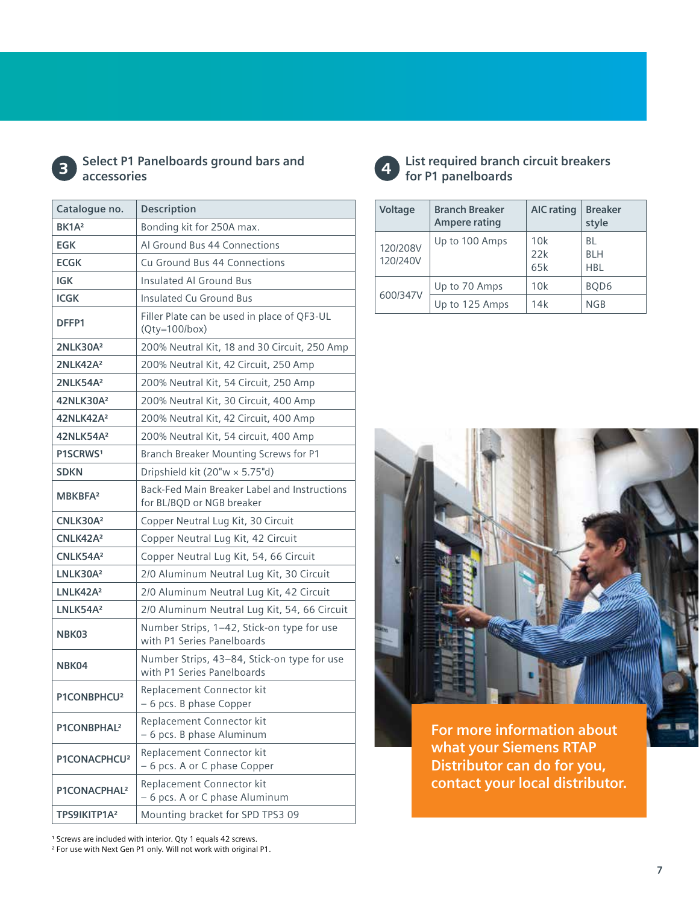## 3 Select P1 Panelboards ground bars and accessories

| Catalogue no. | Description |
|---|---|
| BK1A[2] | Bonding kit for 250A max. |
| EGK | Al Ground Bus 44 Connections |
| ECGK | Cu Ground Bus 44 Connections |
| IGK | Insulated Al Ground Bus |
| ICGK | Insulated Cu Ground Bus |
| DFFP1 | Filler Plate can be used in place of QF3-UL (Qty=100/box) |
| 2NLK30A[2] | 200% Neutral Kit, 18 and 30 Circuit, 250 Amp |
| 2NLK42A[2] | 200% Neutral Kit, 42 Circuit, 250 Amp |
| 2NLK54A[2] | 200% Neutral Kit, 54 Circuit, 250 Amp |
| 42NLK30A[2] | 200% Neutral Kit, 30 Circuit, 400 Amp |
| 42NLK42A[2] | 200% Neutral Kit, 42 Circuit, 400 Amp |
| 42NLK54A[2] | 200% Neutral Kit, 54 circuit, 400 Amp |
| P1SCRWS[1] | Branch Breaker Mounting Screws for P1 |
| SDKN | Dripshield kit (20"w × 5.75"d) |
| MBKBFA[2] | Back-Fed Main Breaker Label and Instructions for BL/BQD or NGB breaker |
| CNLK30A[2] | Copper Neutral Lug Kit, 30 Circuit |
| CNLK42A[2] | Copper Neutral Lug Kit, 42 Circuit |
| CNLK54A[2] | Copper Neutral Lug Kit, 54, 66 Circuit |
| LNLK30A[2] | 2/0 Aluminum Neutral Lug Kit, 30 Circuit |
| LNLK42A[2] | 2/0 Aluminum Neutral Lug Kit, 42 Circuit |
| LNLK54A[2] | 2/0 Aluminum Neutral Lug Kit, 54, 66 Circuit |
| NBK03 | Number Strips, 1–42, Stick-on type for use with P1 Series Panelboards |
| NBK04 | Number Strips, 43–84, Stick-on type for use with P1 Series Panelboards |
| P1CONBPHCU[2] | Replacement Connector kit – 6 pcs. B phase Copper |
| P1CONBPHAL[2] | Replacement Connector kit – 6 pcs. B phase Aluminum |
| P1CONACPHCU[2] | Replacement Connector kit – 6 pcs. A or C phase Copper |
| P1CONACPHAL[2] | Replacement Connector kit – 6 pcs. A or C phase Aluminum |
| TPS9IKITP1A[2] | Mounting bracket for SPD TPS3 09 |

[1] Screws are included with interior. Qty 1 equals 42 screws.
[2] For use with Next Gen P1 only. Will not work with original P1.

## 4 List required branch circuit breakers for P1 panelboards

| Voltage | Branch Breaker Ampere rating | AIC rating | Breaker style |
|---|---|---|---|
| 120/208V 120/240V | Up to 100 Amps | 10k<br>22k<br>65k | BL<br>BLH<br>HBL |
| 600/347V | Up to 70 Amps | 10k | BQD6 |
| | Up to 125 Amps | 14k | NGB |

**For more information about what your Siemens RTAP Distributor can do for you, contact your local distributor.**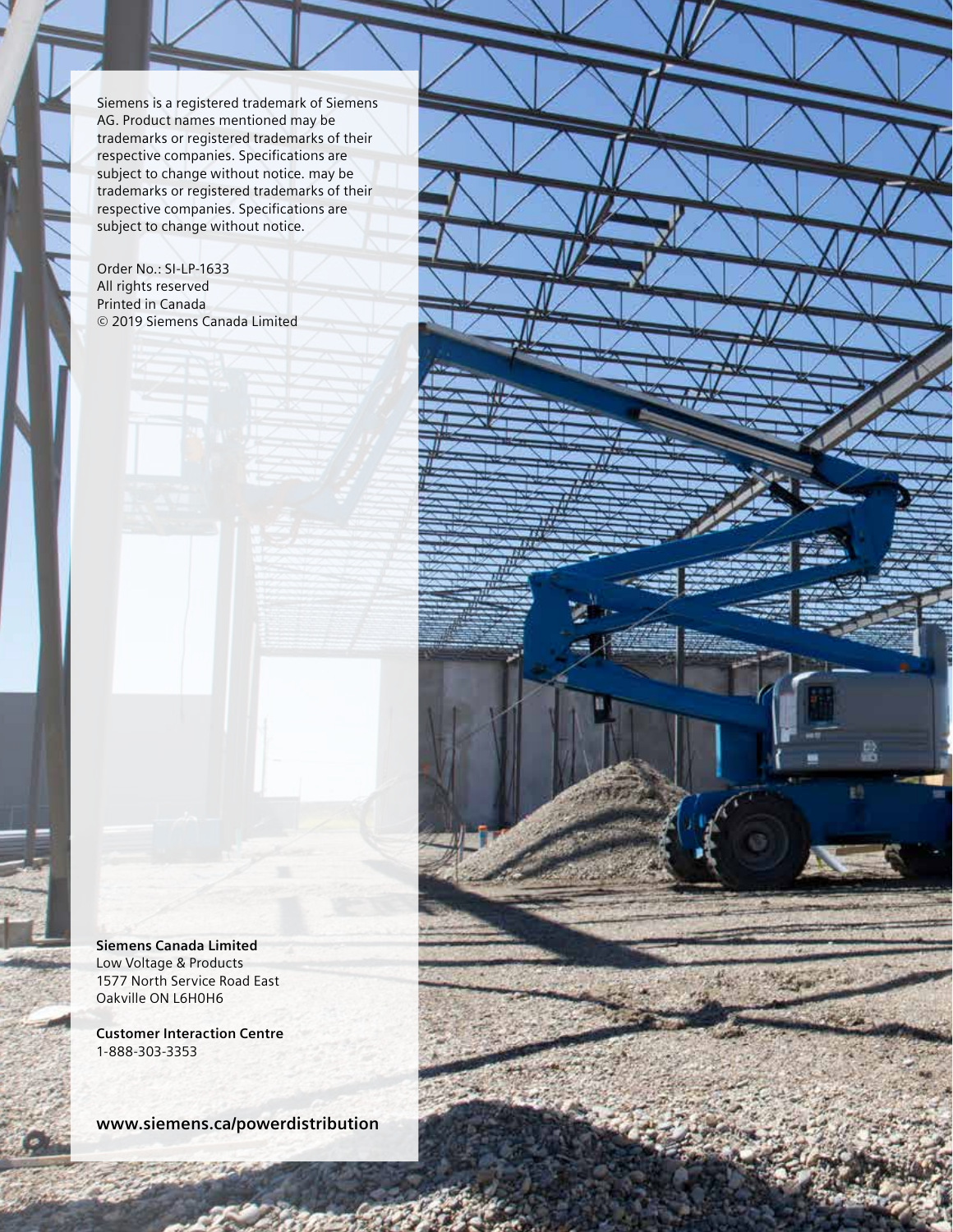Siemens is a registered trademark of Siemens AG. Product names mentioned may be trademarks or registered trademarks of their respective companies. Specifications are subject to change without notice. may be trademarks or registered trademarks of their respective companies. Specifications are subject to change without notice.

Order No.: SI-LP-1633
All rights reserved
Printed in Canada
© 2019 Siemens Canada Limited

**Siemens Canada Limited**
Low Voltage & Products
1577 North Service Road East
Oakville ON L6H0H6

**Customer Interaction Centre**
1-888-303-3353

**www.siemens.ca/powerdistribution**